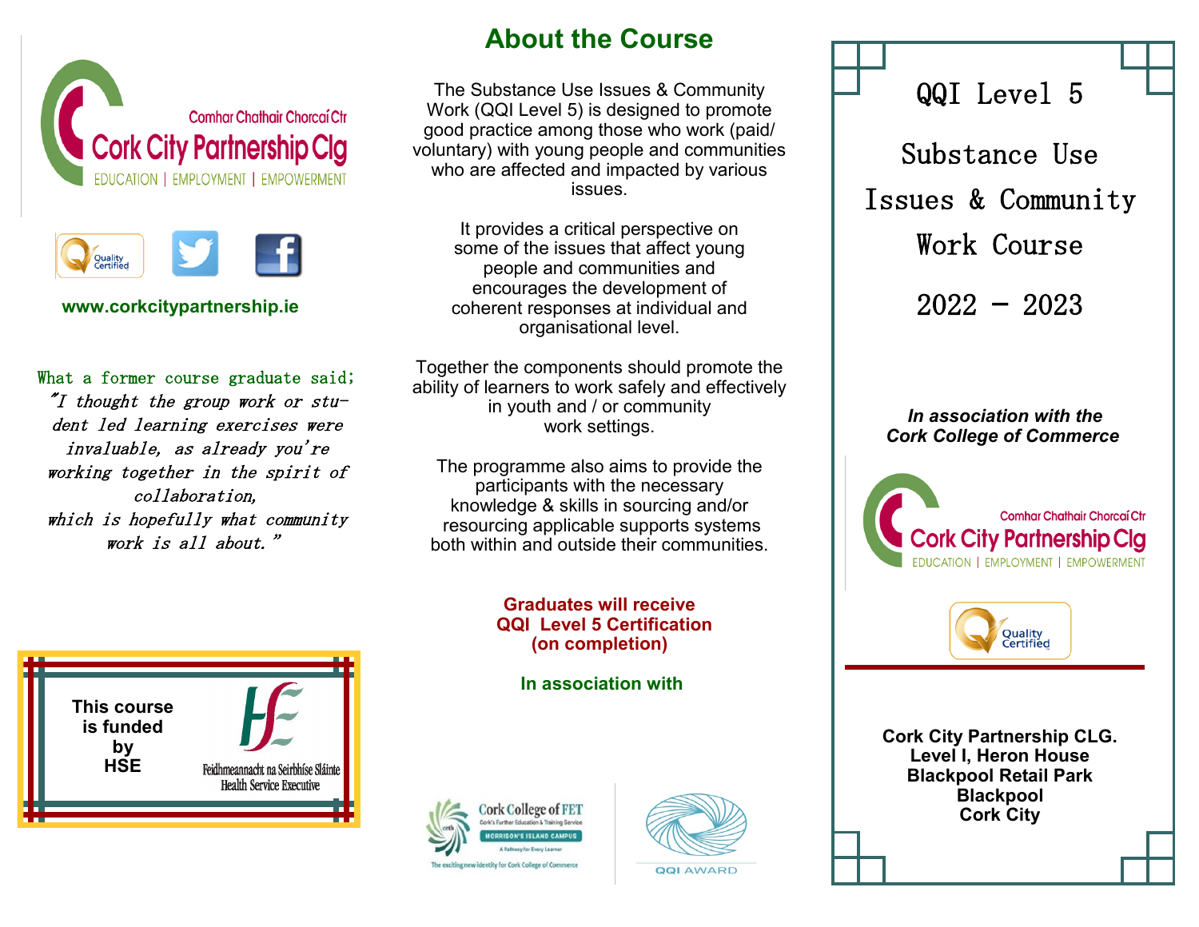Comhar Chathair Chorcaí Ctr

Cork City Partnership Clg

EDUCATION | EMPLOYMENT | EMPOWERMENT

**www.corkcitypartnership.ie**

What a former course graduate said;

*"I thought the group work or student led learning exercises were invaluable, as already you're working together in the spirit of collaboration, which is hopefully what community work is all about."*

**This course is funded by HSE**

Feidhmeannacht na Seirbhíse Sláinte
Health Service Executive

## About the Course

The Substance Use Issues & Community Work (QQI Level 5) is designed to promote good practice among those who work (paid/voluntary) with young people and communities who are affected and impacted by various issues.

It provides a critical perspective on some of the issues that affect young people and communities and encourages the development of coherent responses at individual and organisational level.

Together the components should promote the ability of learners to work safely and effectively in youth and / or community work settings.

The programme also aims to provide the participants with the necessary knowledge & skills in sourcing and/or resourcing applicable supports systems both within and outside their communities.

**Graduates will receive QQI Level 5 Certification (on completion)**

**In association with**

Cork College of FET
Cork's Further Education & Training Service
MORRISON'S ISLAND CAMPUS
A Pathway for Every Learner
The exciting new identity for Cork College of Commerce

QQI AWARD

# QQI Level 5

# Substance Use Issues & Community Work Course

# 2022 – 2023

***In association with the Cork College of Commerce***

Comhar Chathair Chorcaí Ctr

Cork City Partnership Clg

EDUCATION | EMPLOYMENT | EMPOWERMENT

**Cork City Partnership CLG.**
**Level I, Heron House**
**Blackpool Retail Park**
**Blackpool**
**Cork City**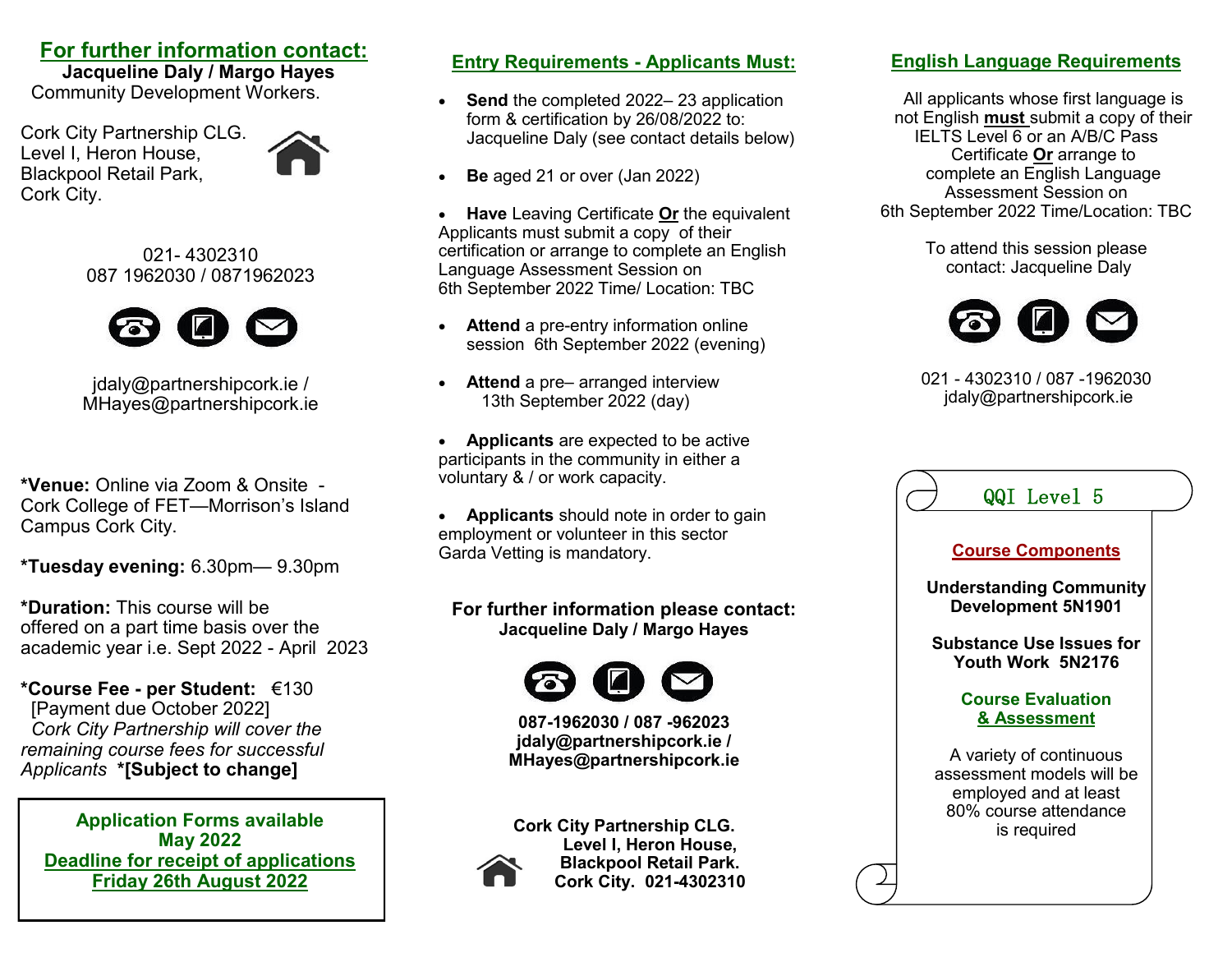## For further information contact:

**Jacqueline Daly / Margo Hayes**
Community Development Workers.

Cork City Partnership CLG.
Level I, Heron House,
Blackpool Retail Park,
Cork City.

021- 4302310
087 1962030 / 0871962023

jdaly@partnershipcork.ie /
MHayes@partnershipcork.ie

**\*Venue:** Online via Zoom & Onsite - Cork College of FET—Morrison's Island Campus Cork City.

**\*Tuesday evening:** 6.30pm— 9.30pm

**\*Duration:** This course will be offered on a part time basis over the academic year i.e. Sept 2022 - April 2023

**\*Course Fee - per Student:** €130
[Payment due October 2022]
*Cork City Partnership will cover the remaining course fees for successful Applicants* **\*[Subject to change]**

**Application Forms available May 2022**
**Deadline for receipt of applications Friday 26th August 2022**

## Entry Requirements - Applicants Must:

- **Send** the completed 2022– 23 application form & certification by 26/08/2022 to: Jacqueline Daly (see contact details below)
- **Be** aged 21 or over (Jan 2022)
- **Have** Leaving Certificate **Or** the equivalent Applicants must submit a copy of their certification or arrange to complete an English Language Assessment Session on 6th September 2022 Time/ Location: TBC
- **Attend** a pre-entry information online session 6th September 2022 (evening)
- **Attend** a pre– arranged interview 13th September 2022 (day)
- **Applicants** are expected to be active participants in the community in either a voluntary & / or work capacity.
- **Applicants** should note in order to gain employment or volunteer in this sector Garda Vetting is mandatory.

**For further information please contact:**
**Jacqueline Daly / Margo Hayes**

**087-1962030 / 087 -962023**
**jdaly@partnershipcork.ie /**
**MHayes@partnershipcork.ie**

**Cork City Partnership CLG.**
**Level I, Heron House,**
**Blackpool Retail Park.**
**Cork City. 021-4302310**

## English Language Requirements

All applicants whose first language is not English **must** submit a copy of their IELTS Level 6 or an A/B/C Pass Certificate **Or** arrange to complete an English Language Assessment Session on 6th September 2022 Time/Location: TBC

To attend this session please contact: Jacqueline Daly

021 - 4302310 / 087 -1962030
jdaly@partnershipcork.ie

## QQI Level 5

### Course Components

**Understanding Community Development 5N1901**

**Substance Use Issues for Youth Work 5N2176**

### Course Evaluation & Assessment

A variety of continuous assessment models will be employed and at least 80% course attendance is required